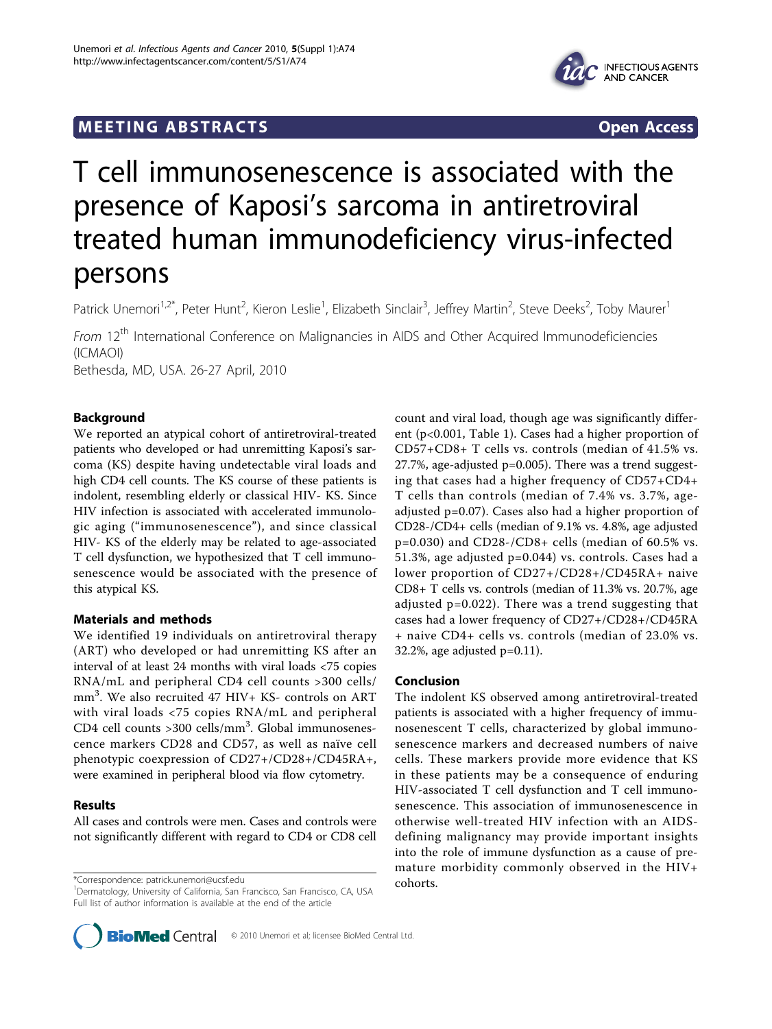MEETING ABSTRACTS — Open Access

# T cell immunosenescence is associated with the presence of Kaposi's sarcoma in antiretroviral treated human immunodeficiency virus-infected persons

Patrick Unemori[1,2*], Peter Hunt[2], Kieron Leslie[1], Elizabeth Sinclair[3], Jeffrey Martin[2], Steve Deeks[2], Toby Maurer[1]

*From* 12[th] International Conference on Malignancies in AIDS and Other Acquired Immunodeficiencies (ICMAOI)
Bethesda, MD, USA. 26-27 April, 2010

## Background

We reported an atypical cohort of antiretroviral-treated patients who developed or had unremitting Kaposi's sarcoma (KS) despite having undetectable viral loads and high CD4 cell counts. The KS course of these patients is indolent, resembling elderly or classical HIV- KS. Since HIV infection is associated with accelerated immunologic aging ("immunosenescence"), and since classical HIV- KS of the elderly may be related to age-associated T cell dysfunction, we hypothesized that T cell immunosenescence would be associated with the presence of this atypical KS.

## Materials and methods

We identified 19 individuals on antiretroviral therapy (ART) who developed or had unremitting KS after an interval of at least 24 months with viral loads <75 copies RNA/mL and peripheral CD4 cell counts >300 cells/mm$^3$. We also recruited 47 HIV+ KS- controls on ART with viral loads <75 copies RNA/mL and peripheral CD4 cell counts >300 cells/mm$^3$. Global immunosenescence markers CD28 and CD57, as well as naïve cell phenotypic coexpression of CD27+/CD28+/CD45RA+, were examined in peripheral blood via flow cytometry.

## Results

All cases and controls were men. Cases and controls were not significantly different with regard to CD4 or CD8 cell count and viral load, though age was significantly different ($p<0.001$, Table 1). Cases had a higher proportion of CD57+CD8+ T cells vs. controls (median of 41.5% vs. 27.7%, age-adjusted $p=0.005$). There was a trend suggesting that cases had a higher frequency of CD57+CD4+ T cells than controls (median of 7.4% vs. 3.7%, age-adjusted $p=0.07$). Cases also had a higher proportion of CD28-/CD4+ cells (median of 9.1% vs. 4.8%, age adjusted $p=0.030$) and CD28-/CD8+ cells (median of 60.5% vs. 51.3%, age adjusted $p=0.044$) vs. controls. Cases had a lower proportion of CD27+/CD28+/CD45RA+ naive CD8+ T cells vs. controls (median of 11.3% vs. 20.7%, age adjusted $p=0.022$). There was a trend suggesting that cases had a lower frequency of CD27+/CD28+/CD45RA+ naive CD4+ cells vs. controls (median of 23.0% vs. 32.2%, age adjusted $p=0.11$).

## Conclusion

The indolent KS observed among antiretroviral-treated patients is associated with a higher frequency of immunosenescent T cells, characterized by global immunosenescence markers and decreased numbers of naive cells. These markers provide more evidence that KS in these patients may be a consequence of enduring HIV-associated T cell dysfunction and T cell immunosenescence. This association of immunosenescence in otherwise well-treated HIV infection with an AIDS-defining malignancy may provide important insights into the role of immune dysfunction as a cause of premature morbidity commonly observed in the HIV+ cohorts.

*Correspondence: patrick.unemori@ucsf.edu
[1]Dermatology, University of California, San Francisco, San Francisco, CA, USA
Full list of author information is available at the end of the article

© 2010 Unemori et al; licensee BioMed Central Ltd.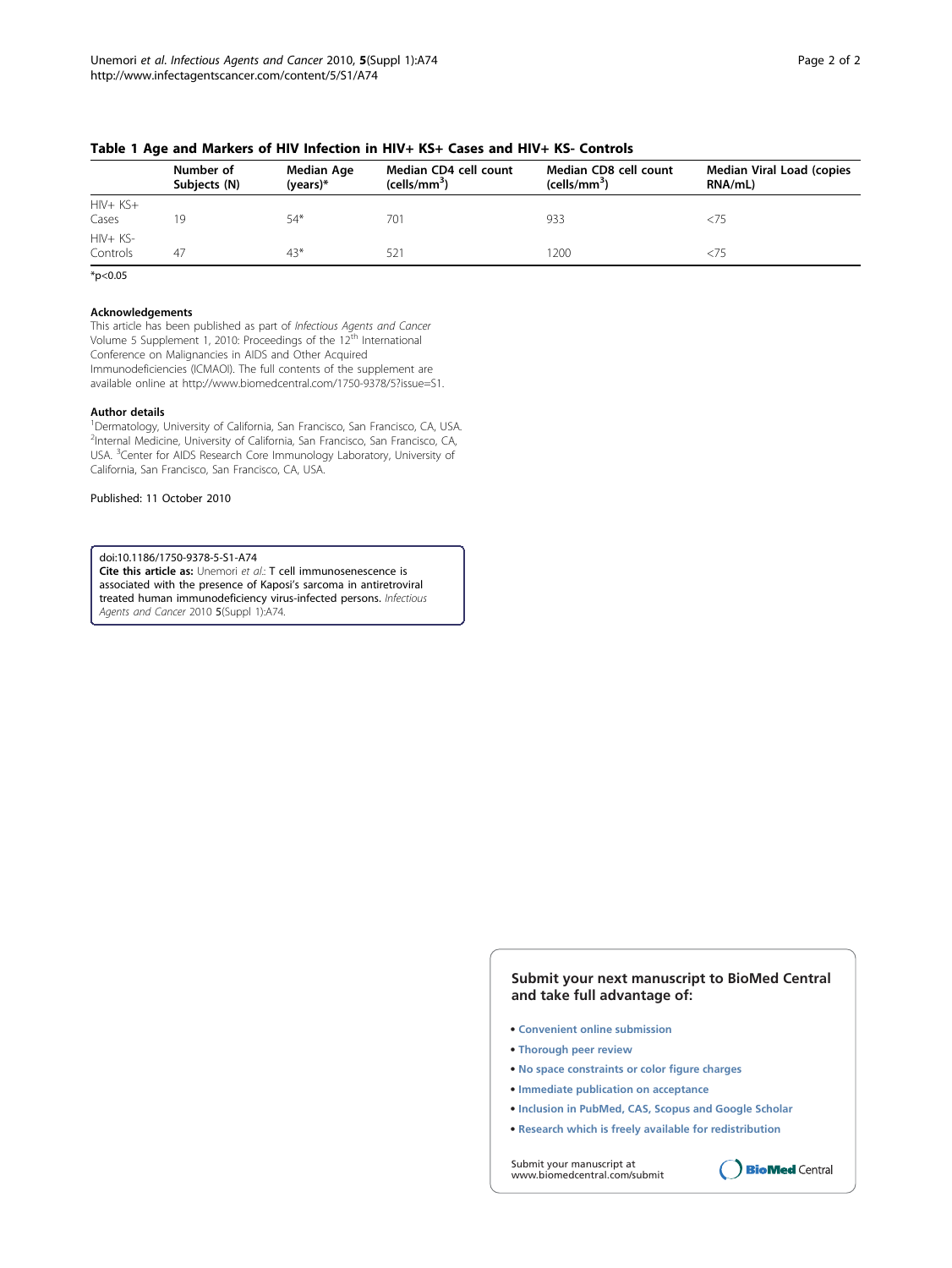**Table 1 Age and Markers of HIV Infection in HIV+ KS+ Cases and HIV+ KS- Controls**

| | Number of Subjects (N) | Median Age (years)* | Median CD4 cell count (cells/mm$^3$) | Median CD8 cell count (cells/mm$^3$) | Median Viral Load (copies RNA/mL) |
|---|---|---|---|---|---|
| HIV+ KS+ Cases | 19 | 54* | 701 | 933 | <75 |
| HIV+ KS- Controls | 47 | 43* | 521 | 1200 | <75 |

*p<0.05

### Acknowledgements

This article has been published as part of *Infectious Agents and Cancer* Volume 5 Supplement 1, 2010: Proceedings of the 12th International Conference on Malignancies in AIDS and Other Acquired Immunodeficiencies (ICMAOI). The full contents of the supplement are available online at http://www.biomedcentral.com/1750-9378/5?issue=S1.

### Author details

[1]Dermatology, University of California, San Francisco, San Francisco, CA, USA. [2]Internal Medicine, University of California, San Francisco, San Francisco, CA, USA. [3]Center for AIDS Research Core Immunology Laboratory, University of California, San Francisco, San Francisco, CA, USA.

Published: 11 October 2010

doi:10.1186/1750-9378-5-S1-A74

**Cite this article as:** Unemori *et al.*: T cell immunosenescence is associated with the presence of Kaposi's sarcoma in antiretroviral treated human immunodeficiency virus-infected persons. *Infectious Agents and Cancer* 2010 **5**(Suppl 1):A74.

**Submit your next manuscript to BioMed Central and take full advantage of:**

- Convenient online submission
- Thorough peer review
- No space constraints or color figure charges
- Immediate publication on acceptance
- Inclusion in PubMed, CAS, Scopus and Google Scholar
- Research which is freely available for redistribution

Submit your manuscript at www.biomedcentral.com/submit

BioMed Central